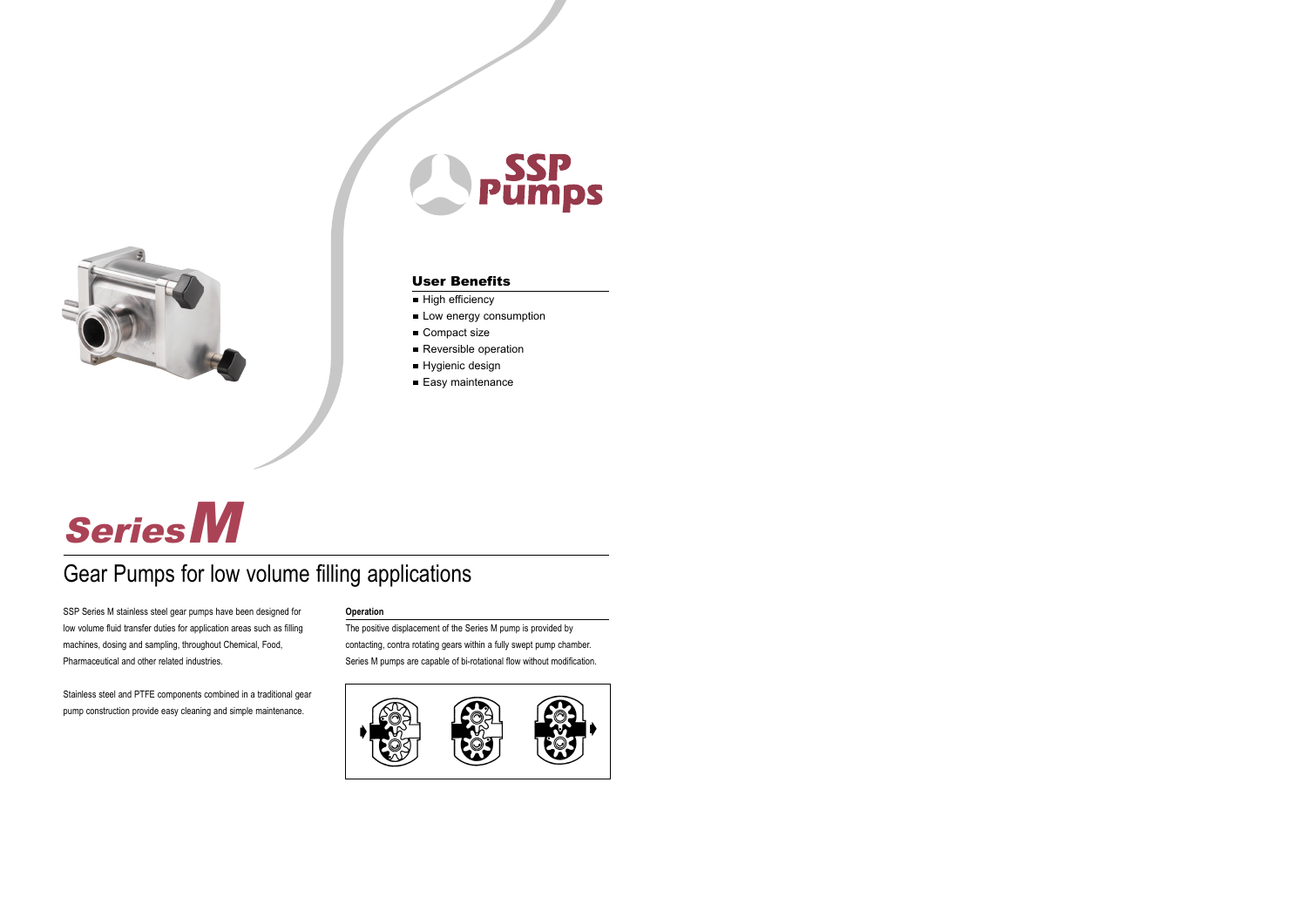SSP Pumps

## User Benefits

- High efficiency
- Low energy consumption
- Compact size
- Reversible operation
- Hygienic design
- Easy maintenance

# Series M

## Gear Pumps for low volume filling applications

SSP Series M stainless steel gear pumps have been designed for low volume fluid transfer duties for application areas such as filling machines, dosing and sampling, throughout Chemical, Food, Pharmaceutical and other related industries.

Stainless steel and PTFE components combined in a traditional gear pump construction provide easy cleaning and simple maintenance.

### Operation

The positive displacement of the Series M pump is provided by contacting, contra rotating gears within a fully swept pump chamber. Series M pumps are capable of bi-rotational flow without modification.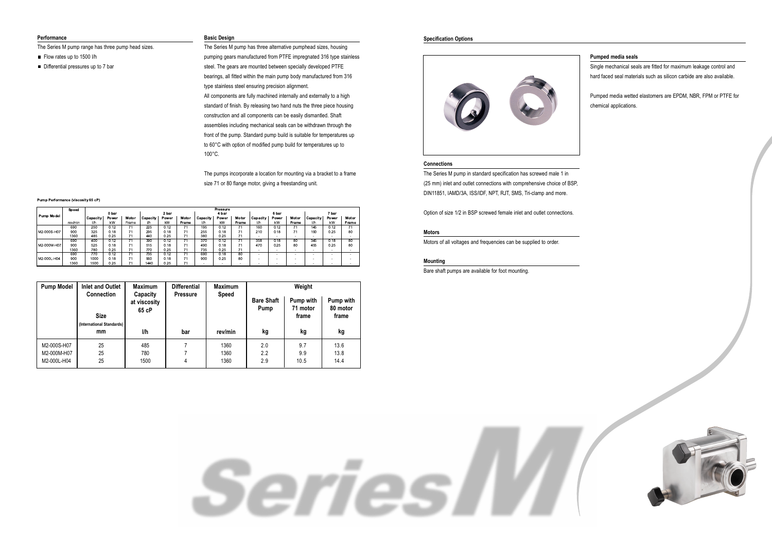## Performance

The Series M pump range has three pump head sizes.

- Flow rates up to 1500 l/h
- Differential pressures up to 7 bar

## Basic Design

The Series M pump has three alternative pumphead sizes, housing pumping gears manufactured from PTFE impregnated 316 type stainless steel. The gears are mounted between specially developed PTFE bearings, all fitted within the main pump body manufactured from 316 type stainless steel ensuring precision alignment.

All components are fully machined internally and externally to a high standard of finish. By releasing two hand nuts the three piece housing construction and all components can be easily dismantled. Shaft assemblies including mechanical seals can be withdrawn through the front of the pump. Standard pump build is suitable for temperatures up to 60°C with option of modified pump build for temperatures up to 100°C.

The pumps incorporate a location for mounting via a bracket to a frame size 71 or 80 flange motor, giving a freestanding unit.

**Pump Performance (viscosity 65 cP)**

| Pump Model | Speed | Pressure | | | | | | | | | | | | | | |
|---|---|---|---|---|---|---|---|---|---|---|---|---|---|---|---|---|
| | | 0 bar | | | 2 bar | | | 4 bar | | | 6 bar | | | 7 bar | | |
| | | Capacity | Power | Motor | Capacity | Power | Motor | Capacity | Power | Motor | Capacity | Power | Motor | Capacity | Power | Motor |
| | rev/min | l/h | kW | Frame | l/h | kW | Frame | l/h | kW | Frame | l/h | kW | Frame | l/h | kW | Frame |
| M2-000S-H07 | 690 | 250 | 0.12 | 71 | 225 | 0.12 | 71 | 195 | 0.12 | 71 | 160 | 0.12 | 71 | 145 | 0.12 | 71 |
| | 900 | 325 | 0.18 | 71 | 295 | 0.18 | 71 | 255 | 0.18 | 71 | 210 | 0.18 | 71 | 190 | 0.25 | 80 |
| | 1360 | 485 | 0.25 | 71 | 440 | 0.25 | 71 | 380 | 0.25 | 71 | - | - | - | - | - | - |
| M2-000M-H07 | 690 | 400 | 0.12 | 71 | 390 | 0.12 | 71 | 370 | 0.12 | 71 | 358 | 0.18 | 80 | 345 | 0.18 | 80 |
| | 900 | 525 | 0.18 | 71 | 515 | 0.18 | 71 | 490 | 0.18 | 71 | 470 | 0.25 | 80 | 455 | 0.25 | 80 |
| | 1360 | 780 | 0.25 | 71 | 770 | 0.25 | 71 | 735 | 0.25 | 71 | - | - | - | - | - | - |
| M2-000L-H04 | 690 | 770 | 0.12 | 71 | 735 | 0.12 | 71 | 690 | 0.18 | 80 | - | - | - | - | - | - |
| | 900 | 1000 | 0.18 | 71 | 960 | 0.18 | 71 | 900 | 0.25 | 80 | - | - | - | - | - | - |
| | 1360 | 1500 | 0.25 | 71 | 1440 | 0.25 | 71 | - | - | - | - | - | - | - | - | - |

| Pump Model | Inlet and Outlet Connection Size (International Standards) | Maximum Capacity at viscosity 65 cP | Differential Pressure | Maximum Speed | Weight | | |
|---|---|---|---|---|---|---|---|
| | | | | | Bare Shaft Pump | Pump with 71 motor frame | Pump with 80 motor frame |
| | mm | l/h | bar | rev/min | kg | kg | kg |
| M2-000S-H07 | 25 | 485 | 7 | 1360 | 2.0 | 9.7 | 13.6 |
| M2-000M-H07 | 25 | 780 | 7 | 1360 | 2.2 | 9.9 | 13.8 |
| M2-000L-H04 | 25 | 1500 | 4 | 1360 | 2.9 | 10.5 | 14.4 |

## Specification Options

### Pumped media seals

Single mechanical seals are fitted for maximum leakage control and hard faced seal materials such as silicon carbide are also available.

Pumped media wetted elastomers are EPDM, NBR, FPM or PTFE for chemical applications.

### Connections

The Series M pump in standard specification has screwed male 1 in (25 mm) inlet and outlet connections with comprehensive choice of BSP, DIN11851, IAMD/3A, ISS/IDF, NPT, RJT, SMS, Tri-clamp and more.

Option of size 1/2 in BSP screwed female inlet and outlet connections.

### Motors

Motors of all voltages and frequencies can be supplied to order.

### Mounting

Bare shaft pumps are available for foot mounting.

Series M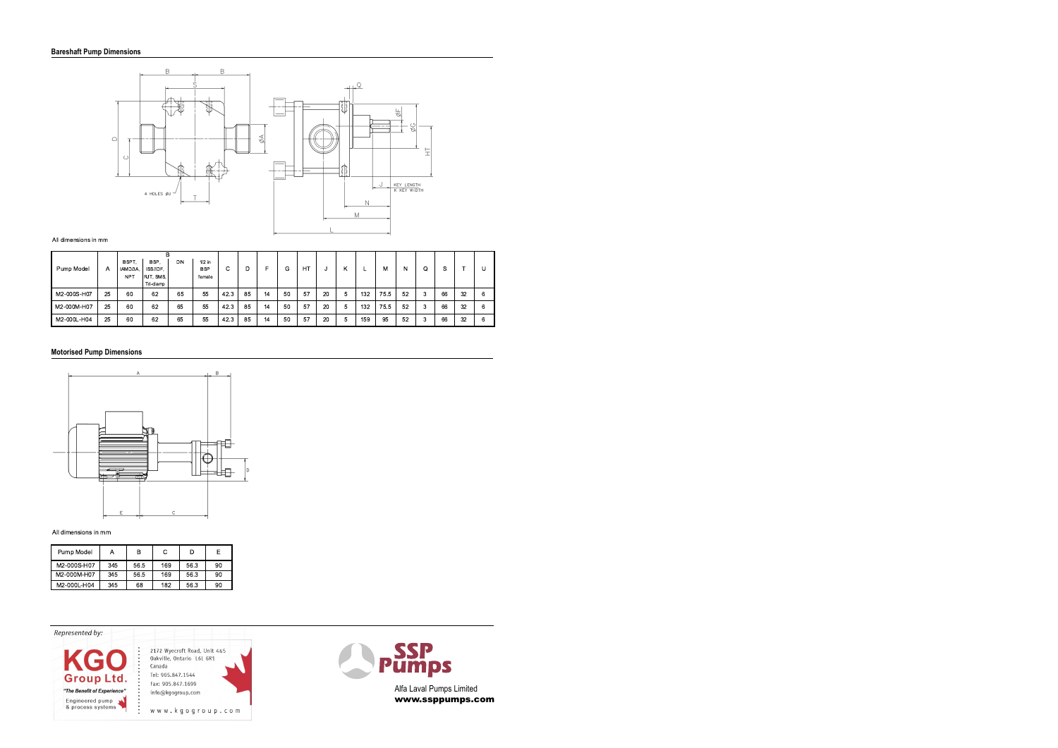## Bareshaft Pump Dimensions

All dimensions in mm

| Pump Model | A | B | | | | C | D | F | G | HT | J | K | L | M | N | Q | S | T | U |
|---|---|---|---|---|---|---|---|---|---|---|---|---|---|---|---|---|---|---|---|
| | | BSPT, IAMOBA, NPT | BSP, ISS/IDF, RJT, SMS, Tri-clamp | DIN | 1/2 in BSP female | | | | | | | | | | | | | | |
| M2-000S-H07 | 25 | 60 | 62 | 65 | 55 | 42.3 | 85 | 14 | 50 | 57 | 20 | 5 | 132 | 75.5 | 52 | 3 | 66 | 32 | 6 |
| M2-000M-H07 | 25 | 60 | 62 | 65 | 55 | 42.3 | 85 | 14 | 50 | 57 | 20 | 5 | 132 | 75.5 | 52 | 3 | 66 | 32 | 6 |
| M2-000L-H04 | 25 | 60 | 62 | 65 | 55 | 42.3 | 85 | 14 | 50 | 57 | 20 | 5 | 159 | 95 | 52 | 3 | 66 | 32 | 6 |

## Motorised Pump Dimensions

All dimensions in mm

| Pump Model | A | B | C | D | E |
|---|---|---|---|---|---|
| M2-000S-H07 | 345 | 56.5 | 169 | 56.3 | 90 |
| M2-000M-H07 | 345 | 56.5 | 169 | 56.3 | 90 |
| M2-000L-H04 | 345 | 68 | 182 | 56.3 | 90 |

*Represented by:*

**KGO Group Ltd.**
*"The Benefit of Experience"*
Engineered pump & process systems

2172 Wyecroft Road, Unit 4&5
Oakville, Ontario L6L 6R1
Canada
Tel: 905.847.1544
Fax: 905.847.1699
info@kgogroup.com

www.kgogroup.com

**SSP Pumps**
Alfa Laval Pumps Limited
**www.ssppumps.com**